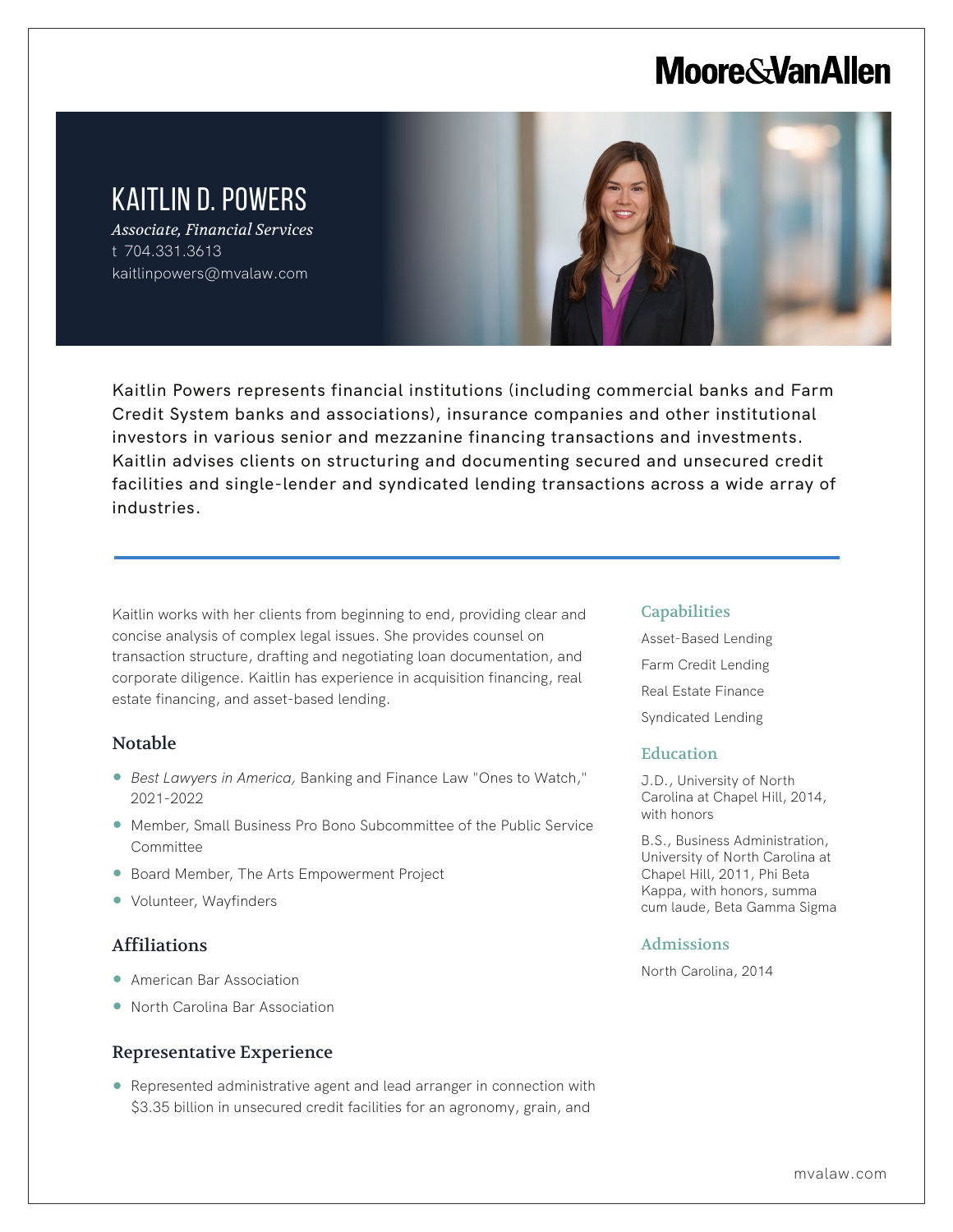Moore&VanAllen

# KAITLIN D. POWERS

*Associate, Financial Services*
t 704.331.3613
kaitlinpowers@mvalaw.com

Kaitlin Powers represents financial institutions (including commercial banks and Farm Credit System banks and associations), insurance companies and other institutional investors in various senior and mezzanine financing transactions and investments. Kaitlin advises clients on structuring and documenting secured and unsecured credit facilities and single-lender and syndicated lending transactions across a wide array of industries.

Kaitlin works with her clients from beginning to end, providing clear and concise analysis of complex legal issues. She provides counsel on transaction structure, drafting and negotiating loan documentation, and corporate diligence. Kaitlin has experience in acquisition financing, real estate financing, and asset-based lending.

## Notable

- *Best Lawyers in America,* Banking and Finance Law "Ones to Watch," 2021-2022
- Member, Small Business Pro Bono Subcommittee of the Public Service Committee
- Board Member, The Arts Empowerment Project
- Volunteer, Wayfinders

## Affiliations

- American Bar Association
- North Carolina Bar Association

## Representative Experience

- Represented administrative agent and lead arranger in connection with $3.35 billion in unsecured credit facilities for an agronomy, grain, and

## Capabilities

Asset-Based Lending

Farm Credit Lending

Real Estate Finance

Syndicated Lending

## Education

J.D., University of North Carolina at Chapel Hill, 2014, with honors

B.S., Business Administration, University of North Carolina at Chapel Hill, 2011, Phi Beta Kappa, with honors, summa cum laude, Beta Gamma Sigma

## Admissions

North Carolina, 2014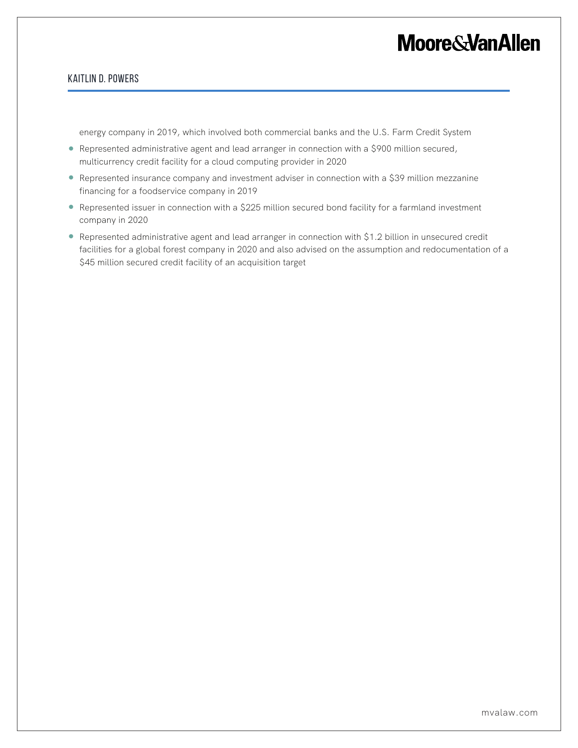energy company in 2019, which involved both commercial banks and the U.S. Farm Credit System

- Represented administrative agent and lead arranger in connection with a $900 million secured, multicurrency credit facility for a cloud computing provider in 2020
- Represented insurance company and investment adviser in connection with a $39 million mezzanine financing for a foodservice company in 2019
- Represented issuer in connection with a $225 million secured bond facility for a farmland investment company in 2020
- Represented administrative agent and lead arranger in connection with $1.2 billion in unsecured credit facilities for a global forest company in 2020 and also advised on the assumption and redocumentation of a $45 million secured credit facility of an acquisition target